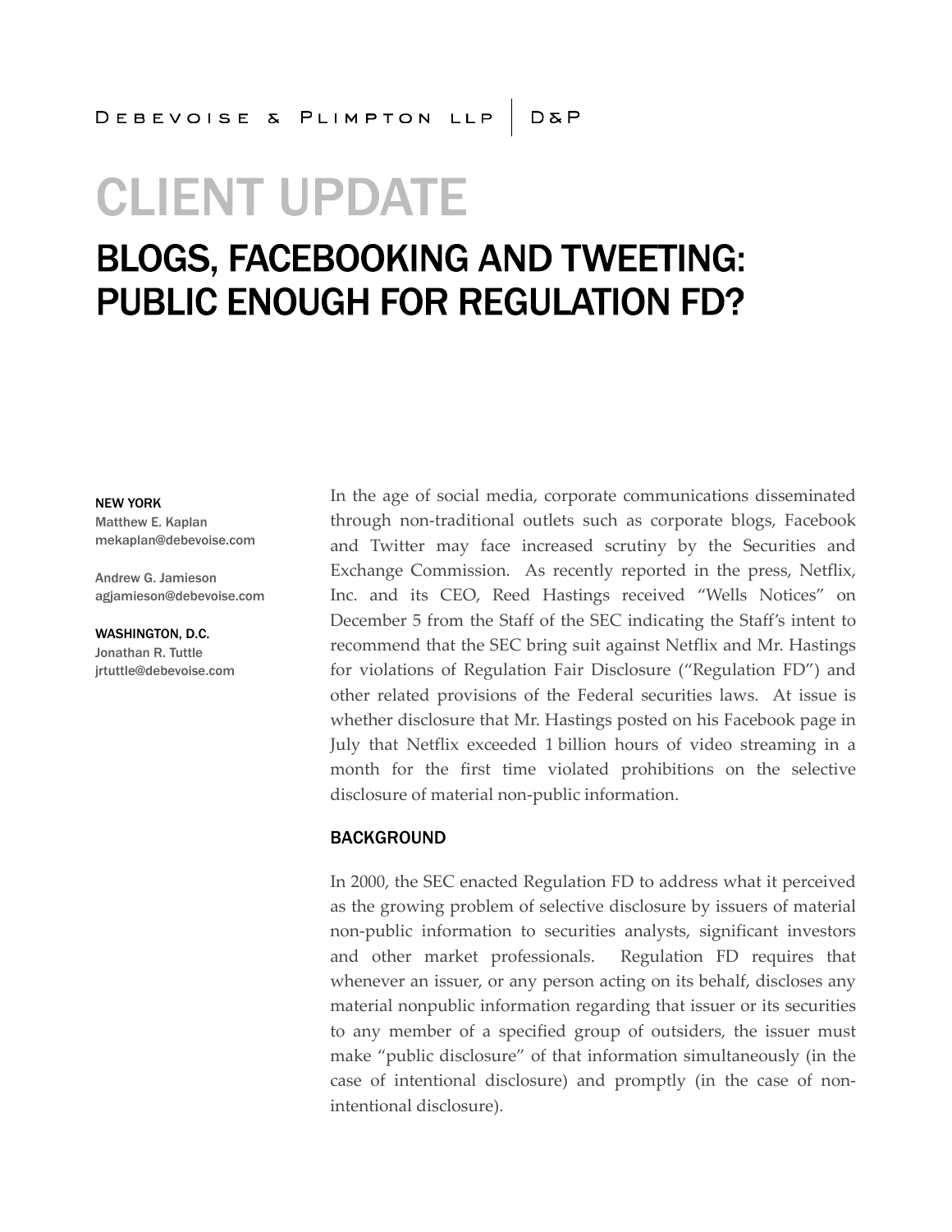DEBEVOISE & PLIMPTON LLP | D&P

# CLIENT UPDATE

## BLOGS, FACEBOOKING AND TWEETING: PUBLIC ENOUGH FOR REGULATION FD?

**NEW YORK**
Matthew E. Kaplan
mekaplan@debevoise.com

Andrew G. Jamieson
agjamieson@debevoise.com

**WASHINGTON, D.C.**
Jonathan R. Tuttle
jrtuttle@debevoise.com

In the age of social media, corporate communications disseminated through non-traditional outlets such as corporate blogs, Facebook and Twitter may face increased scrutiny by the Securities and Exchange Commission. As recently reported in the press, Netflix, Inc. and its CEO, Reed Hastings received "Wells Notices" on December 5 from the Staff of the SEC indicating the Staff's intent to recommend that the SEC bring suit against Netflix and Mr. Hastings for violations of Regulation Fair Disclosure ("Regulation FD") and other related provisions of the Federal securities laws. At issue is whether disclosure that Mr. Hastings posted on his Facebook page in July that Netflix exceeded 1 billion hours of video streaming in a month for the first time violated prohibitions on the selective disclosure of material non-public information.

### BACKGROUND

In 2000, the SEC enacted Regulation FD to address what it perceived as the growing problem of selective disclosure by issuers of material non-public information to securities analysts, significant investors and other market professionals. Regulation FD requires that whenever an issuer, or any person acting on its behalf, discloses any material nonpublic information regarding that issuer or its securities to any member of a specified group of outsiders, the issuer must make "public disclosure" of that information simultaneously (in the case of intentional disclosure) and promptly (in the case of non-intentional disclosure).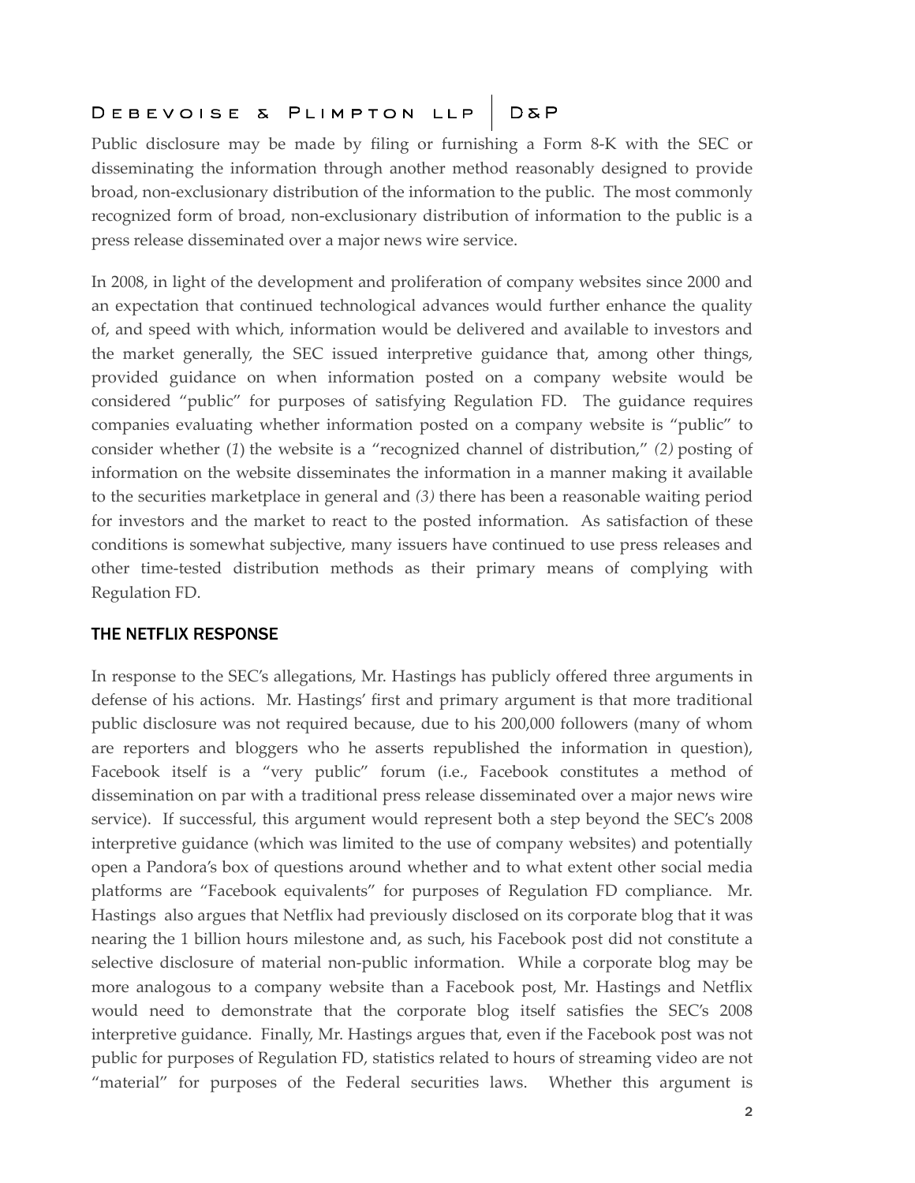Public disclosure may be made by filing or furnishing a Form 8-K with the SEC or disseminating the information through another method reasonably designed to provide broad, non-exclusionary distribution of the information to the public. The most commonly recognized form of broad, non-exclusionary distribution of information to the public is a press release disseminated over a major news wire service.

In 2008, in light of the development and proliferation of company websites since 2000 and an expectation that continued technological advances would further enhance the quality of, and speed with which, information would be delivered and available to investors and the market generally, the SEC issued interpretive guidance that, among other things, provided guidance on when information posted on a company website would be considered "public" for purposes of satisfying Regulation FD. The guidance requires companies evaluating whether information posted on a company website is "public" to consider whether (*1*) the website is a "recognized channel of distribution," *(2)* posting of information on the website disseminates the information in a manner making it available to the securities marketplace in general and *(3)* there has been a reasonable waiting period for investors and the market to react to the posted information. As satisfaction of these conditions is somewhat subjective, many issuers have continued to use press releases and other time-tested distribution methods as their primary means of complying with Regulation FD.

## THE NETFLIX RESPONSE

In response to the SEC's allegations, Mr. Hastings has publicly offered three arguments in defense of his actions. Mr. Hastings' first and primary argument is that more traditional public disclosure was not required because, due to his 200,000 followers (many of whom are reporters and bloggers who he asserts republished the information in question), Facebook itself is a "very public" forum (i.e., Facebook constitutes a method of dissemination on par with a traditional press release disseminated over a major news wire service). If successful, this argument would represent both a step beyond the SEC's 2008 interpretive guidance (which was limited to the use of company websites) and potentially open a Pandora's box of questions around whether and to what extent other social media platforms are "Facebook equivalents" for purposes of Regulation FD compliance. Mr. Hastings also argues that Netflix had previously disclosed on its corporate blog that it was nearing the 1 billion hours milestone and, as such, his Facebook post did not constitute a selective disclosure of material non-public information. While a corporate blog may be more analogous to a company website than a Facebook post, Mr. Hastings and Netflix would need to demonstrate that the corporate blog itself satisfies the SEC's 2008 interpretive guidance. Finally, Mr. Hastings argues that, even if the Facebook post was not public for purposes of Regulation FD, statistics related to hours of streaming video are not "material" for purposes of the Federal securities laws. Whether this argument is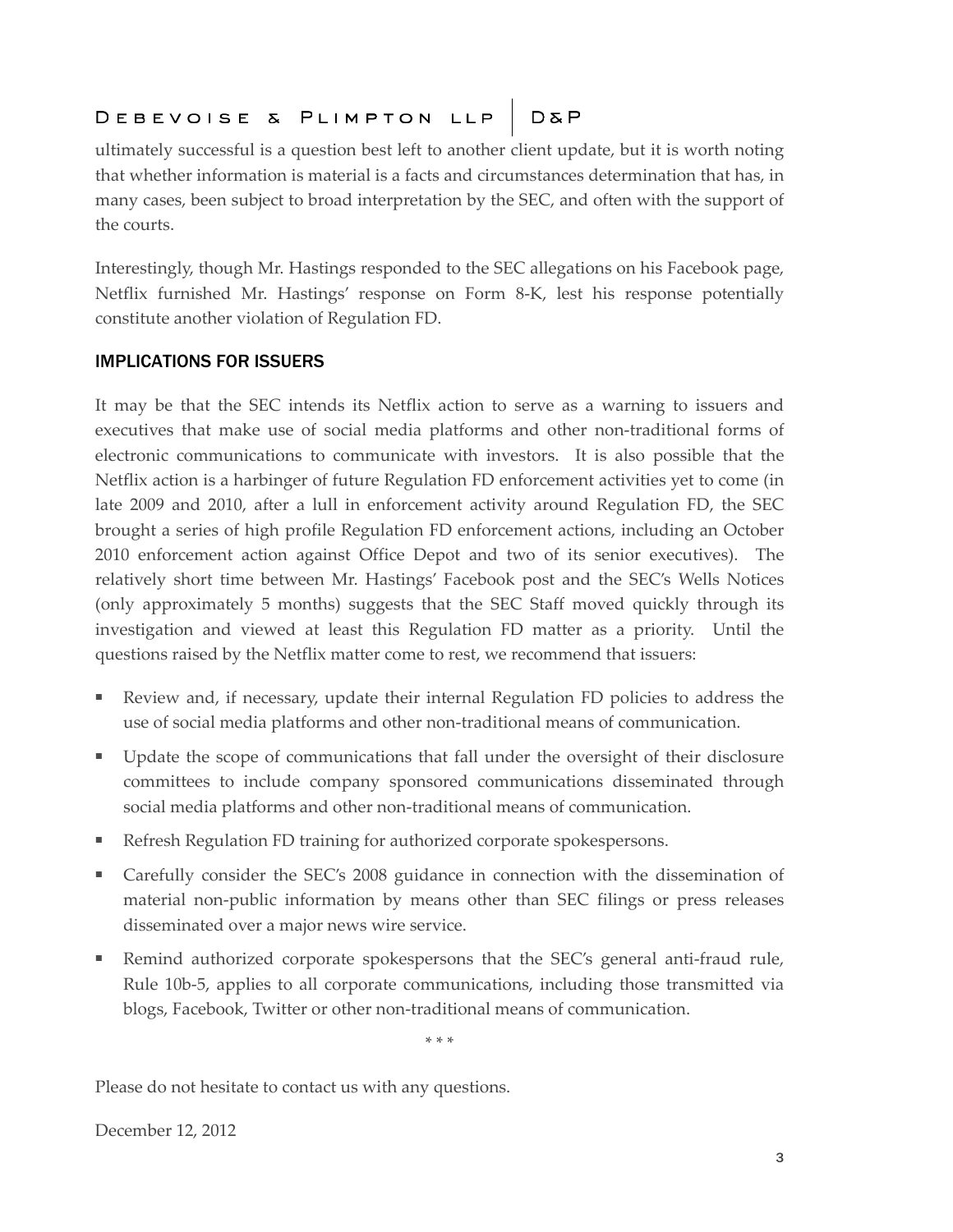ultimately successful is a question best left to another client update, but it is worth noting that whether information is material is a facts and circumstances determination that has, in many cases, been subject to broad interpretation by the SEC, and often with the support of the courts.

Interestingly, though Mr. Hastings responded to the SEC allegations on his Facebook page, Netflix furnished Mr. Hastings' response on Form 8-K, lest his response potentially constitute another violation of Regulation FD.

## IMPLICATIONS FOR ISSUERS

It may be that the SEC intends its Netflix action to serve as a warning to issuers and executives that make use of social media platforms and other non-traditional forms of electronic communications to communicate with investors. It is also possible that the Netflix action is a harbinger of future Regulation FD enforcement activities yet to come (in late 2009 and 2010, after a lull in enforcement activity around Regulation FD, the SEC brought a series of high profile Regulation FD enforcement actions, including an October 2010 enforcement action against Office Depot and two of its senior executives). The relatively short time between Mr. Hastings' Facebook post and the SEC's Wells Notices (only approximately 5 months) suggests that the SEC Staff moved quickly through its investigation and viewed at least this Regulation FD matter as a priority. Until the questions raised by the Netflix matter come to rest, we recommend that issuers:

- Review and, if necessary, update their internal Regulation FD policies to address the use of social media platforms and other non-traditional means of communication.
- Update the scope of communications that fall under the oversight of their disclosure committees to include company sponsored communications disseminated through social media platforms and other non-traditional means of communication.
- Refresh Regulation FD training for authorized corporate spokespersons.
- Carefully consider the SEC's 2008 guidance in connection with the dissemination of material non-public information by means other than SEC filings or press releases disseminated over a major news wire service.
- Remind authorized corporate spokespersons that the SEC's general anti-fraud rule, Rule 10b-5, applies to all corporate communications, including those transmitted via blogs, Facebook, Twitter or other non-traditional means of communication.

\* \* \*

Please do not hesitate to contact us with any questions.

December 12, 2012